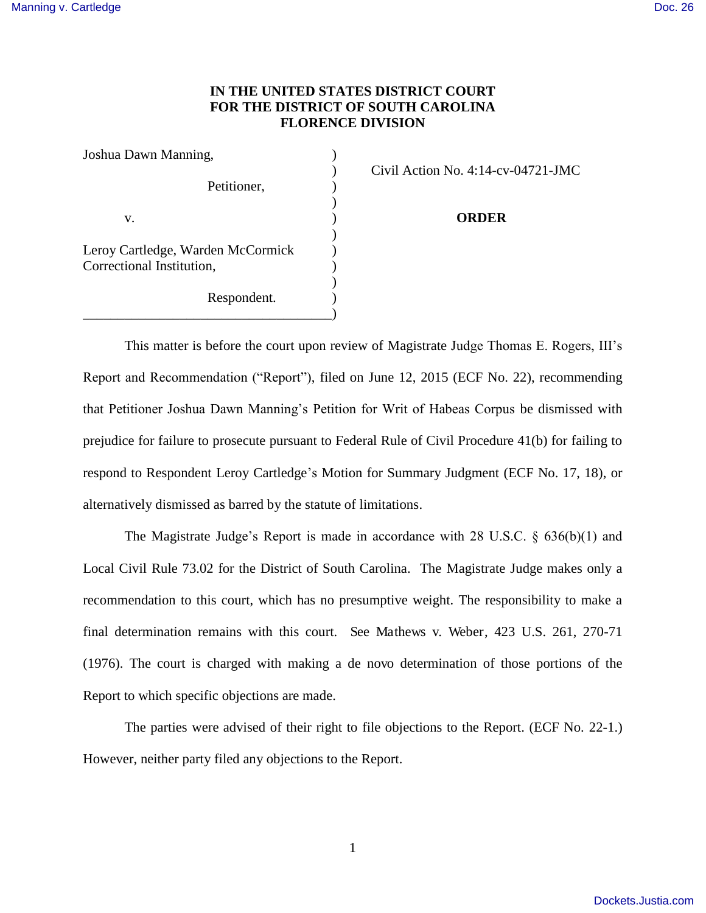**IN THE UNITED STATES DISTRICT COURT**
**FOR THE DISTRICT OF SOUTH CAROLINA**
**FLORENCE DIVISION**

| | | |
|---|---|---|
| Joshua Dawn Manning, | ) | |
| | ) | Civil Action No. 4:14-cv-04721-JMC |
| Petitioner, | ) | |
| | ) | |
| v. | ) | **ORDER** |
| | ) | |
| Leroy Cartledge, Warden McCormick Correctional Institution, | ) | |
| | ) | |
| Respondent. | ) | |

This matter is before the court upon review of Magistrate Judge Thomas E. Rogers, III's Report and Recommendation ("Report"), filed on June 12, 2015 (ECF No. 22), recommending that Petitioner Joshua Dawn Manning's Petition for Writ of Habeas Corpus be dismissed with prejudice for failure to prosecute pursuant to Federal Rule of Civil Procedure 41(b) for failing to respond to Respondent Leroy Cartledge's Motion for Summary Judgment (ECF No. 17, 18), or alternatively dismissed as barred by the statute of limitations.

The Magistrate Judge's Report is made in accordance with 28 U.S.C. § 636(b)(1) and Local Civil Rule 73.02 for the District of South Carolina. The Magistrate Judge makes only a recommendation to this court, which has no presumptive weight. The responsibility to make a final determination remains with this court. See Mathews v. Weber, 423 U.S. 261, 270-71 (1976). The court is charged with making a de novo determination of those portions of the Report to which specific objections are made.

The parties were advised of their right to file objections to the Report. (ECF No. 22-1.) However, neither party filed any objections to the Report.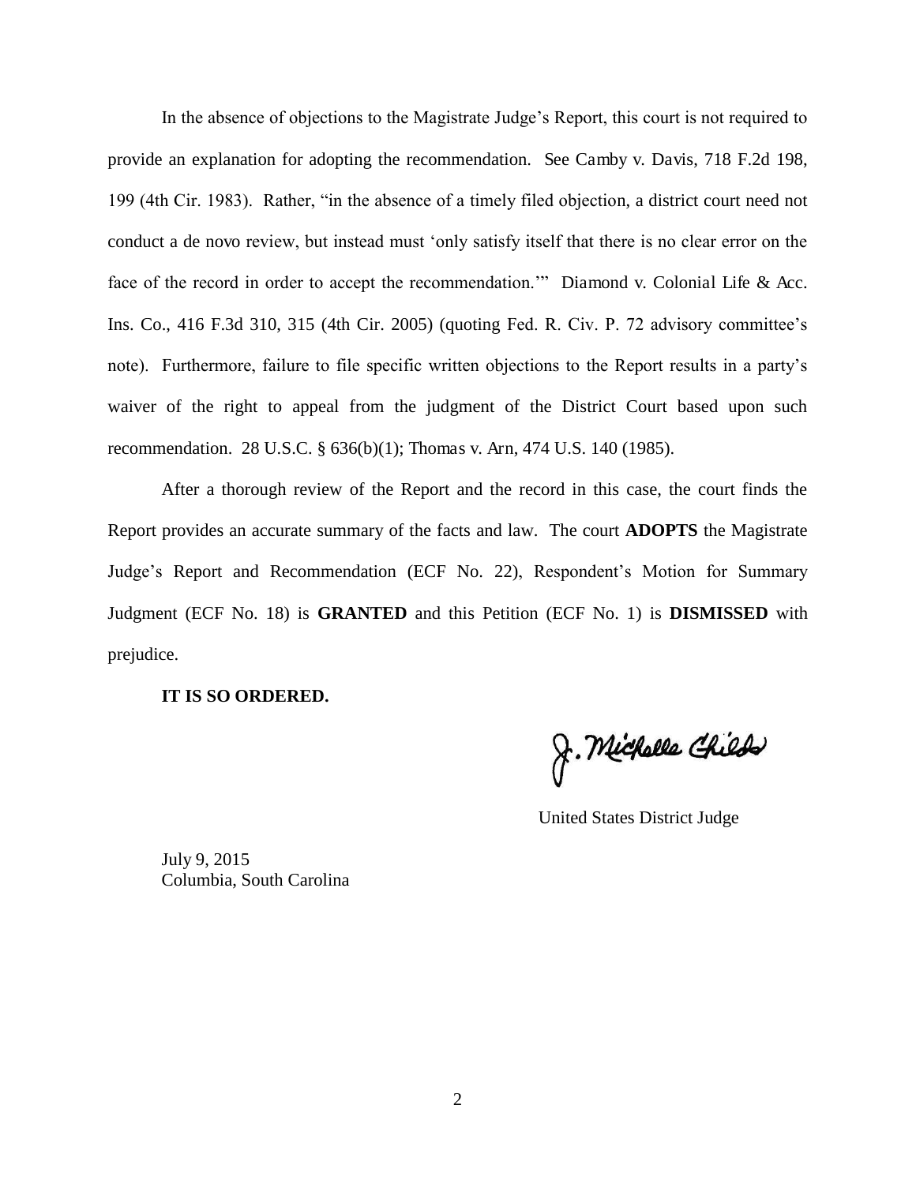In the absence of objections to the Magistrate Judge's Report, this court is not required to provide an explanation for adopting the recommendation. See Camby v. Davis, 718 F.2d 198, 199 (4th Cir. 1983). Rather, "in the absence of a timely filed objection, a district court need not conduct a de novo review, but instead must 'only satisfy itself that there is no clear error on the face of the record in order to accept the recommendation.'" Diamond v. Colonial Life & Acc. Ins. Co., 416 F.3d 310, 315 (4th Cir. 2005) (quoting Fed. R. Civ. P. 72 advisory committee's note). Furthermore, failure to file specific written objections to the Report results in a party's waiver of the right to appeal from the judgment of the District Court based upon such recommendation. 28 U.S.C. § 636(b)(1); Thomas v. Arn, 474 U.S. 140 (1985).

After a thorough review of the Report and the record in this case, the court finds the Report provides an accurate summary of the facts and law. The court **ADOPTS** the Magistrate Judge's Report and Recommendation (ECF No. 22), Respondent's Motion for Summary Judgment (ECF No. 18) is **GRANTED** and this Petition (ECF No. 1) is **DISMISSED** with prejudice.

**IT IS SO ORDERED.**

J. Michelle Childs

United States District Judge

July 9, 2015
Columbia, South Carolina